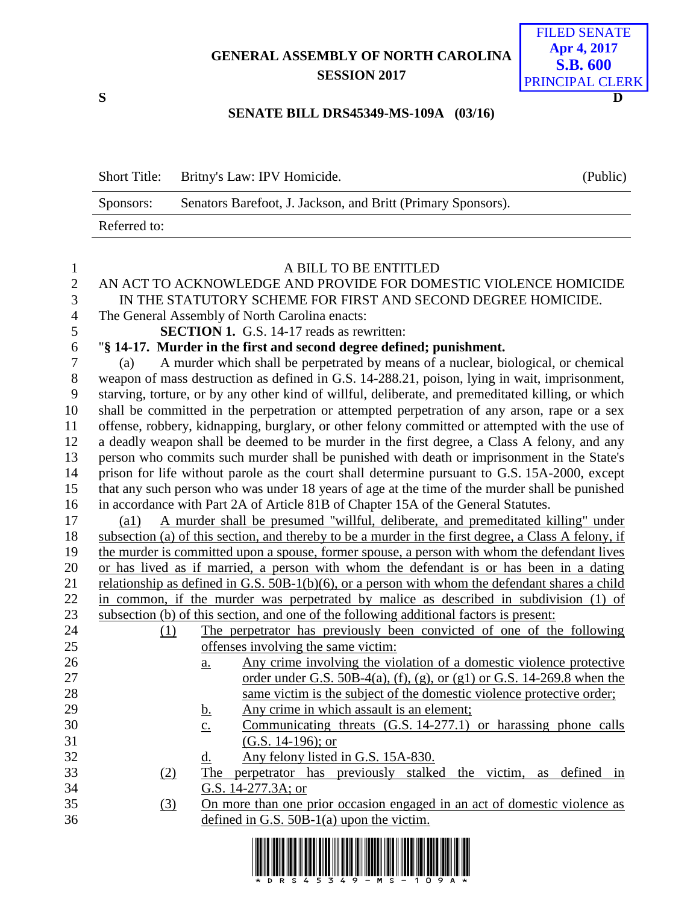**GENERAL ASSEMBLY OF NORTH CAROLINA**
**SESSION 2017**

FILED SENATE
**Apr 4, 2017**
**S.B. 600**
PRINCIPAL CLERK

S D

**SENATE BILL DRS45349-MS-109A (03/16)**

| | | |
|---|---|---|
| Short Title: | Britny's Law: IPV Homicide. | (Public) |
| Sponsors: | Senators Barefoot, J. Jackson, and Britt (Primary Sponsors). | |
| Referred to: | | |

A BILL TO BE ENTITLED

AN ACT TO ACKNOWLEDGE AND PROVIDE FOR DOMESTIC VIOLENCE HOMICIDE IN THE STATUTORY SCHEME FOR FIRST AND SECOND DEGREE HOMICIDE.

The General Assembly of North Carolina enacts:

**SECTION 1.** G.S. 14-17 reads as rewritten:

"**§ 14-17. Murder in the first and second degree defined; punishment.**

(a) A murder which shall be perpetrated by means of a nuclear, biological, or chemical weapon of mass destruction as defined in G.S. 14-288.21, poison, lying in wait, imprisonment, starving, torture, or by any other kind of willful, deliberate, and premeditated killing, or which shall be committed in the perpetration or attempted perpetration of any arson, rape or a sex offense, robbery, kidnapping, burglary, or other felony committed or attempted with the use of a deadly weapon shall be deemed to be murder in the first degree, a Class A felony, and any person who commits such murder shall be punished with death or imprisonment in the State's prison for life without parole as the court shall determine pursuant to G.S. 15A-2000, except that any such person who was under 18 years of age at the time of the murder shall be punished in accordance with Part 2A of Article 81B of Chapter 15A of the General Statutes.

(a1) A murder shall be presumed "willful, deliberate, and premeditated killing" under subsection (a) of this section, and thereby to be a murder in the first degree, a Class A felony, if the murder is committed upon a spouse, former spouse, a person with whom the defendant lives or has lived as if married, a person with whom the defendant is or has been in a dating relationship as defined in G.S. 50B-1(b)(6), or a person with whom the defendant shares a child in common, if the murder was perpetrated by malice as described in subdivision (1) of subsection (b) of this section, and one of the following additional factors is present:

(1) The perpetrator has previously been convicted of one of the following offenses involving the same victim:

a. Any crime involving the violation of a domestic violence protective order under G.S. 50B-4(a), (f), (g), or (g1) or G.S. 14-269.8 when the same victim is the subject of the domestic violence protective order;

b. Any crime in which assault is an element;

c. Communicating threats (G.S. 14-277.1) or harassing phone calls (G.S. 14-196); or

d. Any felony listed in G.S. 15A-830.

(2) The perpetrator has previously stalked the victim, as defined in G.S. 14-277.3A; or

(3) On more than one prior occasion engaged in an act of domestic violence as defined in G.S. 50B-1(a) upon the victim.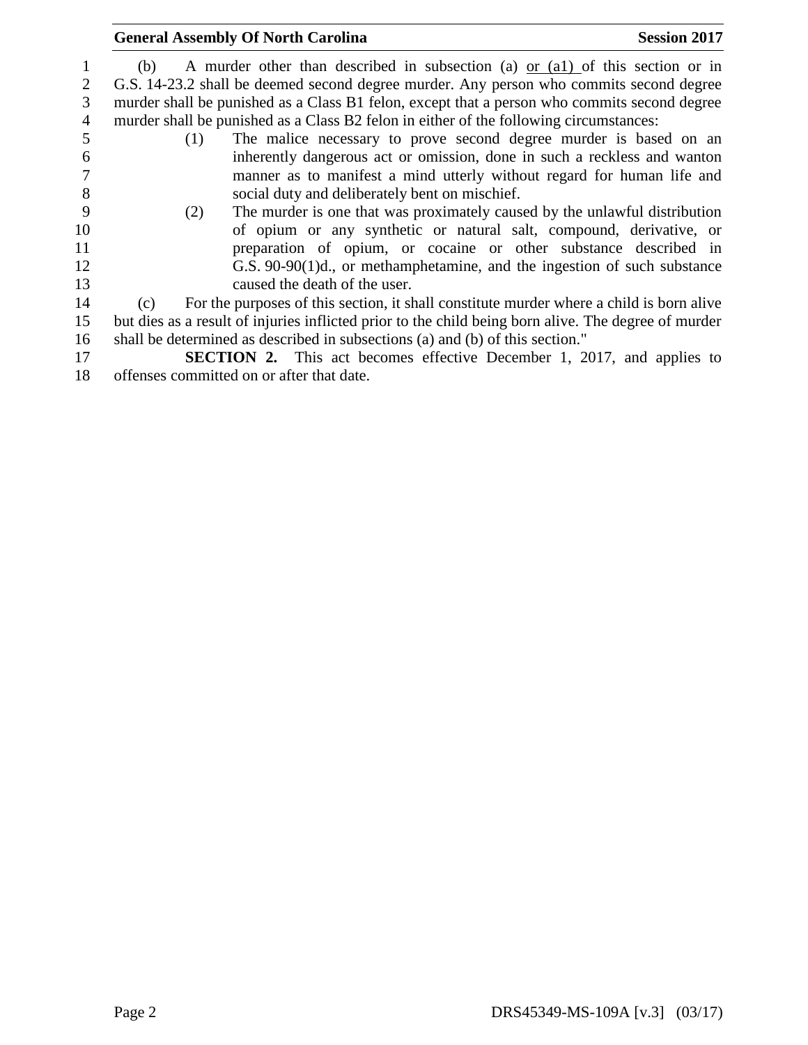(b) A murder other than described in subsection (a) or (a1) of this section or in G.S. 14-23.2 shall be deemed second degree murder. Any person who commits second degree murder shall be punished as a Class B1 felon, except that a person who commits second degree murder shall be punished as a Class B2 felon in either of the following circumstances:

(1) The malice necessary to prove second degree murder is based on an inherently dangerous act or omission, done in such a reckless and wanton manner as to manifest a mind utterly without regard for human life and social duty and deliberately bent on mischief.

(2) The murder is one that was proximately caused by the unlawful distribution of opium or any synthetic or natural salt, compound, derivative, or preparation of opium, or cocaine or other substance described in G.S. 90-90(1)d., or methamphetamine, and the ingestion of such substance caused the death of the user.

(c) For the purposes of this section, it shall constitute murder where a child is born alive but dies as a result of injuries inflicted prior to the child being born alive. The degree of murder shall be determined as described in subsections (a) and (b) of this section."

**SECTION 2.** This act becomes effective December 1, 2017, and applies to offenses committed on or after that date.